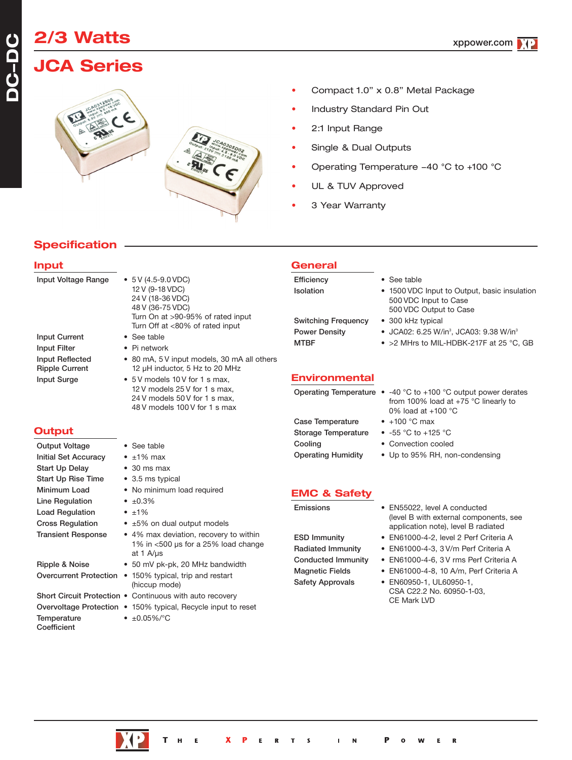# 2/3 Watts

# JCA Series

- Compact 1.0" x 0.8" Metal Package
- Industry Standard Pin Out
- 2:1 Input Range
- Single & Dual Outputs
- Operating Temperature –40 °C to +100 °C
- UL & TUV Approved
- 3 Year Warranty

## Specification

### Input

| | |
|---|---|
| Input Voltage Range | • 5 V (4.5-9.0 VDC)<br>12 V (9-18 VDC)<br>24 V (18-36 VDC)<br>48 V (36-75 VDC)<br>Turn On at >90-95% of rated input<br>Turn Off at <80% of rated input |
| Input Current | • See table |
| Input Filter | • Pi network |
| Input Reflected Ripple Current | • 80 mA, 5 V input models, 30 mA all others<br>12 µH inductor, 5 Hz to 20 MHz |
| Input Surge | • 5 V models 10 V for 1 s max,<br>12 V models 25 V for 1 s max,<br>24 V models 50 V for 1 s max,<br>48 V models 100 V for 1 s max |

### Output

| | |
|---|---|
| Output Voltage | • See table |
| Initial Set Accuracy | • ±1% max |
| Start Up Delay | • 30 ms max |
| Start Up Rise Time | • 3.5 ms typical |
| Minimum Load | • No minimum load required |
| Line Regulation | • ±0.3% |
| Load Regulation | • ±1% |
| Cross Regulation | • ±5% on dual output models |
| Transient Response | • 4% max deviation, recovery to within 1% in <500 µs for a 25% load change at 1 A/µs |
| Ripple & Noise | • 50 mV pk-pk, 20 MHz bandwidth |
| Overcurrent Protection | • 150% typical, trip and restart (hiccup mode) |
| Short Circuit Protection | • Continuous with auto recovery |
| Overvoltage Protection | • 150% typical, Recycle input to reset |
| Temperature Coefficient | • ±0.05%/°C |

### General

| | |
|---|---|
| Efficiency | • See table |
| Isolation | • 1500 VDC Input to Output, basic insulation<br>500 VDC Input to Case<br>500 VDC Output to Case |
| Switching Frequency | • 300 kHz typical |
| Power Density | • JCA02: 6.25 W/in³, JCA03: 9.38 W/in³ |
| MTBF | • >2 MHrs to MIL-HDBK-217F at 25 °C, GB |

### Environmental

| | |
|---|---|
| Operating Temperature | • -40 °C to +100 °C output power derates from 100% load at +75 °C linearly to 0% load at +100 °C |
| Case Temperature | • +100 °C max |
| Storage Temperature | • -55 °C to +125 °C |
| Cooling | • Convection cooled |
| Operating Humidity | • Up to 95% RH, non-condensing |

### EMC & Safety

| | |
|---|---|
| Emissions | • EN55022, level A conducted (level B with external components, see application note), level B radiated |
| ESD Immunity | • EN61000-4-2, level 2 Perf Criteria A |
| Radiated Immunity | • EN61000-4-3, 3 V/m Perf Criteria A |
| Conducted Immunity | • EN61000-4-6, 3 V rms Perf Criteria A |
| Magnetic Fields | • EN61000-4-8, 10 A/m, Perf Criteria A |
| Safety Approvals | • EN60950-1, UL60950-1,<br>CSA C22.2 No. 60950-1-03,<br>CE Mark LVD |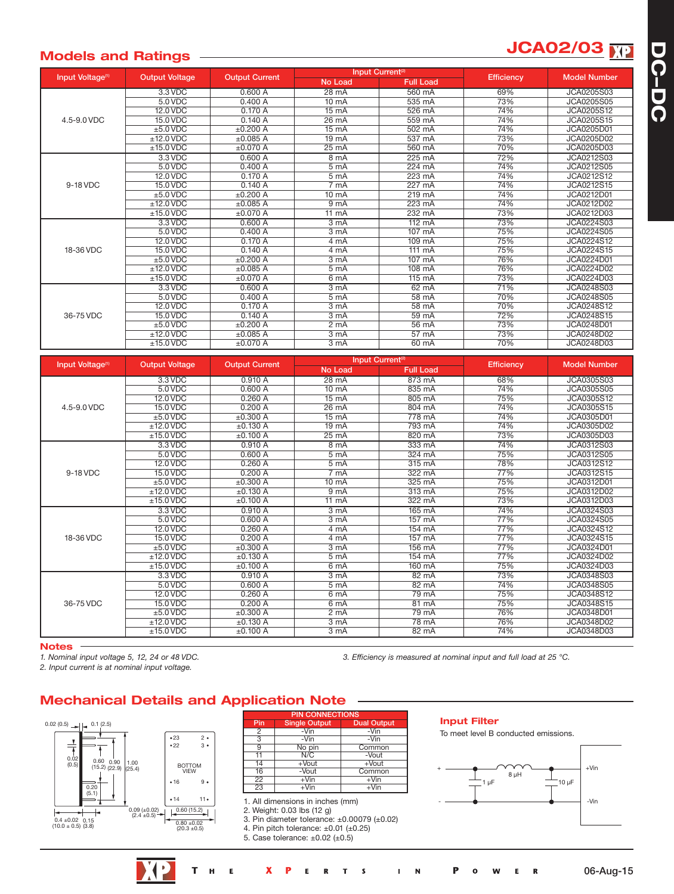## Models and Ratings

JCA02/03

| Input Voltage[1] | Output Voltage | Output Current | Input Current[2] | | Efficiency | Model Number |
|---|---|---|---|---|---|---|
| | | | No Load | Full Load | | |
| 4.5-9.0 VDC | 3.3 VDC | 0.600 A | 28 mA | 560 mA | 69% | JCA0205S03 |
| | 5.0 VDC | 0.400 A | 10 mA | 535 mA | 73% | JCA0205S05 |
| | 12.0 VDC | 0.170 A | 15 mA | 526 mA | 74% | JCA0205S12 |
| | 15.0 VDC | 0.140 A | 26 mA | 559 mA | 74% | JCA0205S15 |
| | ±5.0 VDC | ±0.200 A | 15 mA | 502 mA | 74% | JCA0205D01 |
| | ±12.0 VDC | ±0.085 A | 19 mA | 537 mA | 73% | JCA0205D02 |
| | ±15.0 VDC | ±0.070 A | 25 mA | 560 mA | 70% | JCA0205D03 |
| 9-18 VDC | 3.3 VDC | 0.600 A | 8 mA | 225 mA | 72% | JCA0212S03 |
| | 5.0 VDC | 0.400 A | 5 mA | 224 mA | 74% | JCA0212S05 |
| | 12.0 VDC | 0.170 A | 5 mA | 223 mA | 74% | JCA0212S12 |
| | 15.0 VDC | 0.140 A | 7 mA | 227 mA | 74% | JCA0212S15 |
| | ±5.0 VDC | ±0.200 A | 10 mA | 219 mA | 74% | JCA0212D01 |
| | ±12.0 VDC | ±0.085 A | 9 mA | 223 mA | 74% | JCA0212D02 |
| | ±15.0 VDC | ±0.070 A | 11 mA | 232 mA | 73% | JCA0212D03 |
| 18-36 VDC | 3.3 VDC | 0.600 A | 3 mA | 112 mA | 73% | JCA0224S03 |
| | 5.0 VDC | 0.400 A | 3 mA | 107 mA | 75% | JCA0224S05 |
| | 12.0 VDC | 0.170 A | 4 mA | 109 mA | 75% | JCA0224S12 |
| | 15.0 VDC | 0.140 A | 4 mA | 111 mA | 75% | JCA0224S15 |
| | ±5.0 VDC | ±0.200 A | 3 mA | 107 mA | 76% | JCA0224D01 |
| | ±12.0 VDC | ±0.085 A | 5 mA | 108 mA | 76% | JCA0224D02 |
| | ±15.0 VDC | ±0.070 A | 6 mA | 115 mA | 73% | JCA0224D03 |
| 36-75 VDC | 3.3 VDC | 0.600 A | 3 mA | 62 mA | 71% | JCA0248S03 |
| | 5.0 VDC | 0.400 A | 5 mA | 58 mA | 70% | JCA0248S05 |
| | 12.0 VDC | 0.170 A | 3 mA | 58 mA | 70% | JCA0248S12 |
| | 15.0 VDC | 0.140 A | 3 mA | 59 mA | 72% | JCA0248S15 |
| | ±5.0 VDC | ±0.200 A | 2 mA | 56 mA | 73% | JCA0248D01 |
| | ±12.0 VDC | ±0.085 A | 3 mA | 57 mA | 73% | JCA0248D02 |
| | ±15.0 VDC | ±0.070 A | 3 mA | 60 mA | 70% | JCA0248D03 |

| Input Voltage[1] | Output Voltage | Output Current | Input Current[2] | | Efficiency | Model Number |
|---|---|---|---|---|---|---|
| | | | No Load | Full Load | | |
| 4.5-9.0 VDC | 3.3 VDC | 0.910 A | 28 mA | 873 mA | 68% | JCA0305S03 |
| | 5.0 VDC | 0.600 A | 10 mA | 835 mA | 74% | JCA0305S05 |
| | 12.0 VDC | 0.260 A | 15 mA | 805 mA | 75% | JCA0305S12 |
| | 15.0 VDC | 0.200 A | 26 mA | 804 mA | 74% | JCA0305S15 |
| | ±5.0 VDC | ±0.300 A | 15 mA | 778 mA | 74% | JCA0305D01 |
| | ±12.0 VDC | ±0.130 A | 19 mA | 793 mA | 74% | JCA0305D02 |
| | ±15.0 VDC | ±0.100 A | 25 mA | 820 mA | 73% | JCA0305D03 |
| 9-18 VDC | 3.3 VDC | 0.910 A | 8 mA | 333 mA | 74% | JCA0312S03 |
| | 5.0 VDC | 0.600 A | 5 mA | 324 mA | 75% | JCA0312S05 |
| | 12.0 VDC | 0.260 A | 5 mA | 315 mA | 78% | JCA0312S12 |
| | 15.0 VDC | 0.200 A | 7 mA | 322 mA | 77% | JCA0312S15 |
| | ±5.0 VDC | ±0.300 A | 10 mA | 325 mA | 75% | JCA0312D01 |
| | ±12.0 VDC | ±0.130 A | 9 mA | 313 mA | 75% | JCA0312D02 |
| | ±15.0 VDC | ±0.100 A | 11 mA | 322 mA | 73% | JCA0312D03 |
| 18-36 VDC | 3.3 VDC | 0.910 A | 3 mA | 165 mA | 74% | JCA0324S03 |
| | 5.0 VDC | 0.600 A | 3 mA | 157 mA | 77% | JCA0324S05 |
| | 12.0 VDC | 0.260 A | 4 mA | 154 mA | 77% | JCA0324S12 |
| | 15.0 VDC | 0.200 A | 4 mA | 157 mA | 77% | JCA0324S15 |
| | ±5.0 VDC | ±0.300 A | 3 mA | 156 mA | 77% | JCA0324D01 |
| | ±12.0 VDC | ±0.130 A | 5 mA | 154 mA | 77% | JCA0324D02 |
| | ±15.0 VDC | ±0.100 A | 6 mA | 160 mA | 75% | JCA0324D03 |
| 36-75 VDC | 3.3 VDC | 0.910 A | 3 mA | 82 mA | 73% | JCA0348S03 |
| | 5.0 VDC | 0.600 A | 5 mA | 82 mA | 74% | JCA0348S05 |
| | 12.0 VDC | 0.260 A | 6 mA | 79 mA | 75% | JCA0348S12 |
| | 15.0 VDC | 0.200 A | 6 mA | 81 mA | 75% | JCA0348S15 |
| | ±5.0 VDC | ±0.300 A | 2 mA | 79 mA | 76% | JCA0348D01 |
| | ±12.0 VDC | ±0.130 A | 3 mA | 78 mA | 76% | JCA0348D02 |
| | ±15.0 VDC | ±0.100 A | 3 mA | 82 mA | 74% | JCA0348D03 |

### Notes

*1. Nominal input voltage 5, 12, 24 or 48 VDC.*
*2. Input current is at nominal input voltage.*
*3. Efficiency is measured at nominal input and full load at 25 °C.*

## Mechanical Details and Application Note

0.02 (0.5)
0.1 (2.5)
0.02 (0.5)
0.60 (15.2)
0.90 (22.9)
1.00 (25.4)
0.20 (5.1)
0.4 ±0.02 (10.0 ± 0.5)
0.15 (3.8)
0.09 (±0.02) (2.4 ±0.5)
0.60 (15.2)
0.80 ±0.02 (20.3 ±0.5)
BOTTOM VIEW
23 2
22 3
16 9
14 11

| PIN CONNECTIONS | | |
|---|---|---|
| Pin | Single Output | Dual Output |
| 2 | -Vin | -Vin |
| 3 | -Vin | -Vin |
| 9 | No pin | Common |
| 11 | N/C | -Vout |
| 14 | +Vout | +Vout |
| 16 | -Vout | Common |
| 22 | +Vin | +Vin |
| 23 | +Vin | +Vin |

1. All dimensions in inches (mm)
2. Weight: 0.03 lbs (12 g)
3. Pin diameter tolerance: ±0.00079 (±0.02)
4. Pin pitch tolerance: ±0.01 (±0.25)
5. Case tolerance: ±0.02 (±0.5)

### Input Filter

To meet level B conducted emissions.

+
-
8 µH
1 µF
10 µF
+Vin
-Vin

06-Aug-15